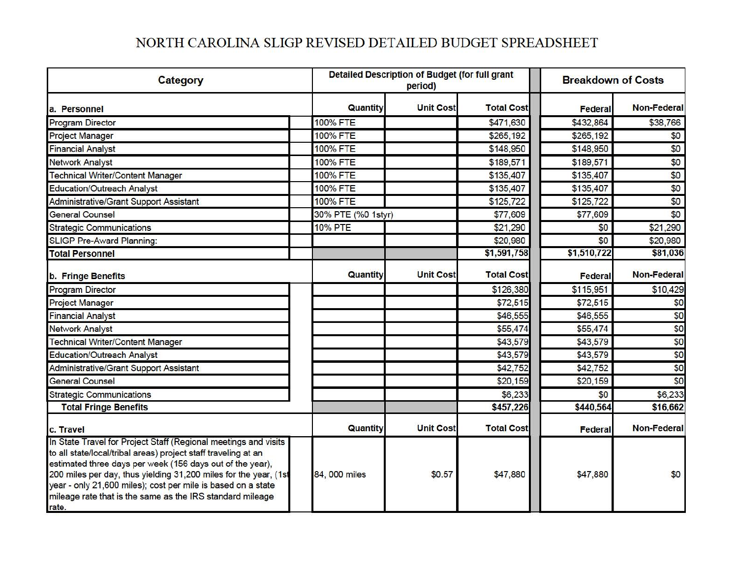# NORTH CAROLINA SLIGP REVISED DETAILED BUDGET SPREADSHEET

| Category | Detailed Description of Budget (for full grant period) | | | Breakdown of Costs | |
|---|---|---|---|---|---|
| **a. Personnel** | **Quantity** | **Unit Cost** | **Total Cost** | **Federal** | **Non-Federal** |
| Program Director | 100% FTE | | $471,630 | $432,864 | $38,766 |
| Project Manager | 100% FTE | | $265,192 | $265,192 | $0 |
| Financial Analyst | 100% FTE | | $148,950 | $148,950 | $0 |
| Network Analyst | 100% FTE | | $189,571 | $189,571 | $0 |
| Technical Writer/Content Manager | 100% FTE | | $135,407 | $135,407 | $0 |
| Education/Outreach Analyst | 100% FTE | | $135,407 | $135,407 | $0 |
| Administrative/Grant Support Assistant | 100% FTE | | $125,722 | $125,722 | $0 |
| General Counsel | 30% PTE (%0 1styr) | | $77,609 | $77,609 | $0 |
| Strategic Communications | 10% PTE | | $21,290 | $0 | $21,290 |
| SLIGP Pre-Award Planning: | | | $20,980 | $0 | $20,980 |
| **Total Personnel** | | | **$1,591,758** | **$1,510,722** | **$81,036** |
| **b. Fringe Benefits** | **Quantity** | **Unit Cost** | **Total Cost** | **Federal** | **Non-Federal** |
| Program Director | | | $126,380 | $115,951 | $10,429 |
| Project Manager | | | $72,515 | $72,515 | $0 |
| Financial Analyst | | | $46,555 | $46,555 | $0 |
| Network Analyst | | | $55,474 | $55,474 | $0 |
| Technical Writer/Content Manager | | | $43,579 | $43,579 | $0 |
| Education/Outreach Analyst | | | $43,579 | $43,579 | $0 |
| Administrative/Grant Support Assistant | | | $42,752 | $42,752 | $0 |
| General Counsel | | | $20,159 | $20,159 | $0 |
| Strategic Communications | | | $6,233 | $0 | $6,233 |
| **Total Fringe Benefits** | | | **$457,226** | **$440,564** | **$16,662** |
| **c. Travel** | **Quantity** | **Unit Cost** | **Total Cost** | **Federal** | **Non-Federal** |
| In State Travel for Project Staff (Regional meetings and visits to all state/local/tribal areas) project staff traveling at an estimated three days per week (156 days out of the year), 200 miles per day, thus yielding 31,200 miles for the year, (1st year - only 21,600 miles); cost per mile is based on a state mileage rate that is the same as the IRS standard mileage rate. | 84, 000 miles | $0.57 | $47,880 | $47,880 | $0 |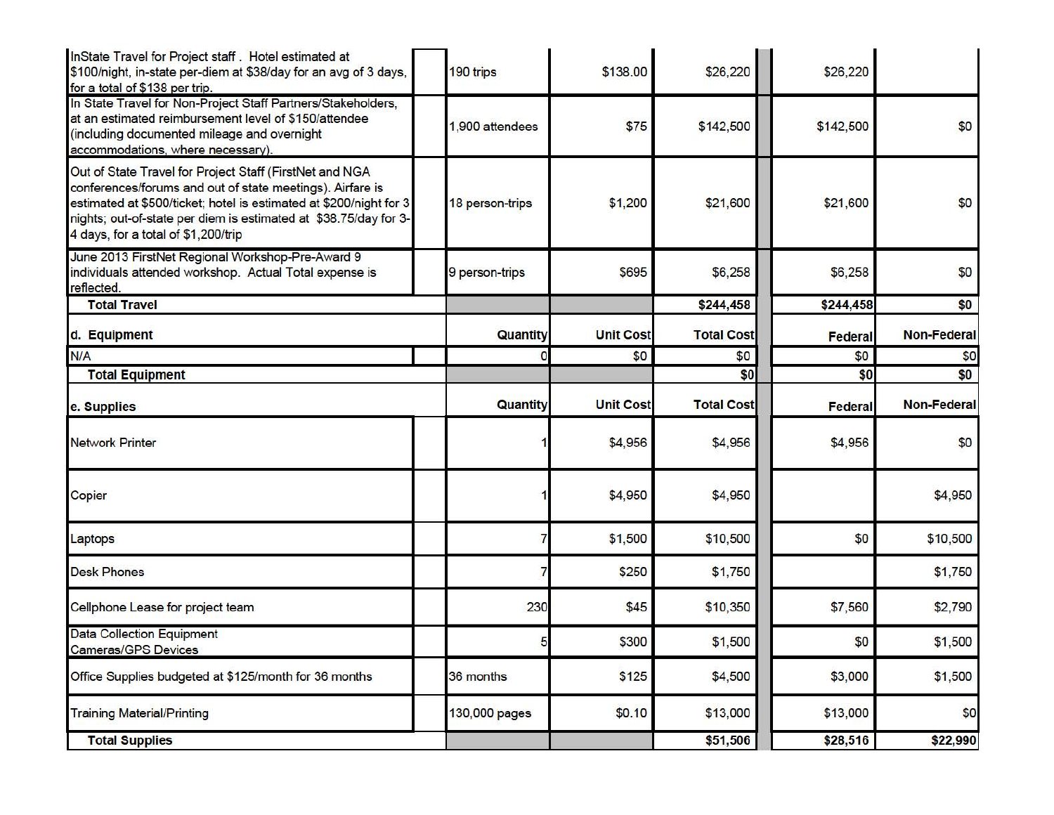| | | Quantity | Unit Cost | Total Cost | Federal | Non-Federal |
|---|---|---|---|---|---|---|
| InState Travel for Project staff . Hotel estimated at $100/night, in-state per-diem at $38/day for an avg of 3 days, for a total of $138 per trip. | | 190 trips | $138.00 | $26,220 | $26,220 | |
| In State Travel for Non-Project Staff Partners/Stakeholders, at an estimated reimbursement level of $150/attendee (including documented mileage and overnight accommodations, where necessary). | | 1,900 attendees | $75 | $142,500 | $142,500 | $0 |
| Out of State Travel for Project Staff (FirstNet and NGA conferences/forums and out of state meetings). Airfare is estimated at $500/ticket; hotel is estimated at $200/night for 3 nights; out-of-state per diem is estimated at $38.75/day for 3-4 days, for a total of $1,200/trip | | 18 person-trips | $1,200 | $21,600 | $21,600 | $0 |
| June 2013 FirstNet Regional Workshop-Pre-Award 9 individuals attended workshop. Actual Total expense is reflected. | | 9 person-trips | $695 | $6,258 | $6,258 | $0 |
| **Total Travel** | | | | **$244,458** | **$244,458** | **$0** |
| **d. Equipment** | | **Quantity** | **Unit Cost** | **Total Cost** | **Federal** | **Non-Federal** |
| N/A | | 0 | $0 | $0 | $0 | $0 |
| **Total Equipment** | | | | **$0** | **$0** | **$0** |
| **e. Supplies** | | **Quantity** | **Unit Cost** | **Total Cost** | **Federal** | **Non-Federal** |
| Network Printer | | 1 | $4,956 | $4,956 | $4,956 | $0 |
| Copier | | 1 | $4,950 | $4,950 | | $4,950 |
| Laptops | | 7 | $1,500 | $10,500 | $0 | $10,500 |
| Desk Phones | | 7 | $250 | $1,750 | | $1,750 |
| Cellphone Lease for project team | | 230 | $45 | $10,350 | $7,560 | $2,790 |
| Data Collection Equipment Cameras/GPS Devices | | 5 | $300 | $1,500 | $0 | $1,500 |
| Office Supplies budgeted at $125/month for 36 months | | 36 months | $125 | $4,500 | $3,000 | $1,500 |
| Training Material/Printing | | 130,000 pages | $0.10 | $13,000 | $13,000 | $0 |
| **Total Supplies** | | | | **$51,506** | **$28,516** | **$22,990** |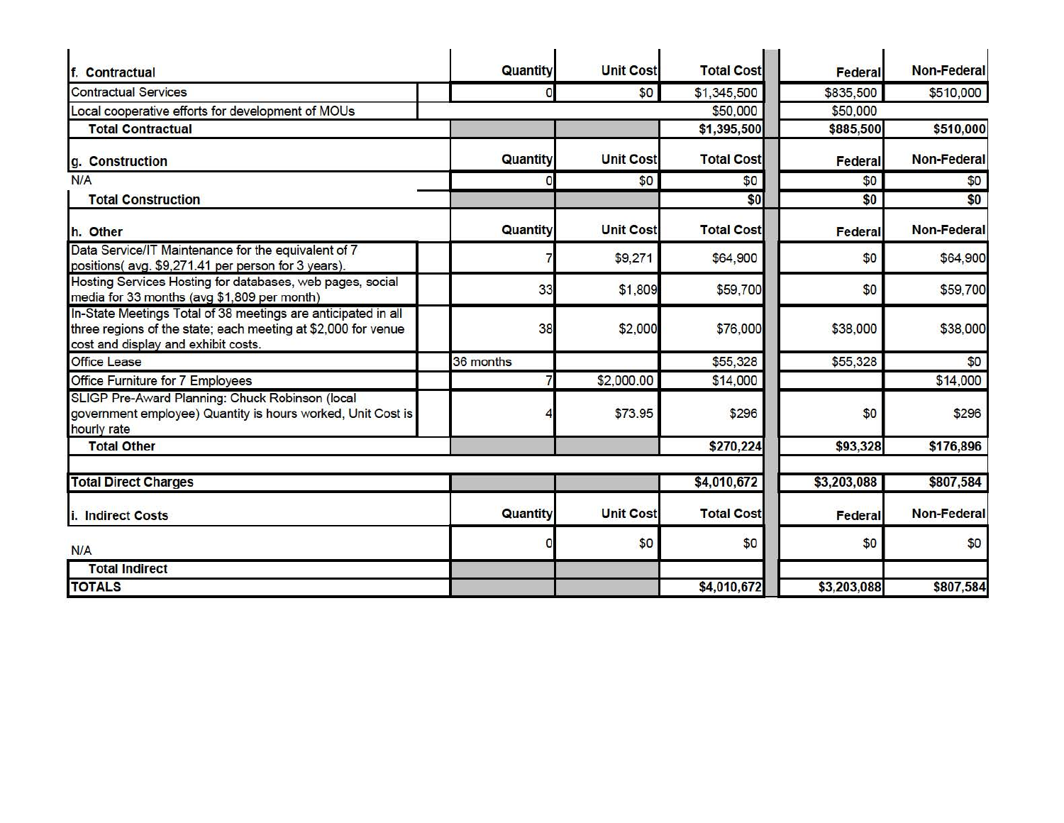| f. Contractual | | Quantity | Unit Cost | Total Cost | Federal | Non-Federal |
|---|---|---|---|---|---|---|
| Contractual Services | | 0 | $0 | $1,345,500 | $835,500 | $510,000 |
| Local cooperative efforts for development of MOUs | | | | $50,000 | $50,000 | |
| Total Contractual | | | | $1,395,500 | $885,500 | $510,000 |

| g. Construction | | Quantity | Unit Cost | Total Cost | Federal | Non-Federal |
|---|---|---|---|---|---|---|
| N/A | | 0 | $0 | $0 | $0 | $0 |
| Total Construction | | | | $0 | $0 | $0 |

| h. Other | | Quantity | Unit Cost | Total Cost | Federal | Non-Federal |
|---|---|---|---|---|---|---|
| Data Service/IT Maintenance for the equivalent of 7 positions( avg. $9,271.41 per person for 3 years). | | 7 | $9,271 | $64,900 | $0 | $64,900 |
| Hosting Services Hosting for databases, web pages, social media for 33 months (avg $1,809 per month) | | 33 | $1,809 | $59,700 | $0 | $59,700 |
| In-State Meetings Total of 38 meetings are anticipated in all three regions of the state; each meeting at $2,000 for venue cost and display and exhibit costs. | | 38 | $2,000 | $76,000 | $38,000 | $38,000 |
| Office Lease | | 36 months | | $55,328 | $55,328 | $0 |
| Office Furniture for 7 Employees | | 7 | $2,000.00 | $14,000 | | $14,000 |
| SLIGP Pre-Award Planning: Chuck Robinson (local government employee) Quantity is hours worked, Unit Cost is hourly rate | | 4 | $73.95 | $296 | $0 | $296 |
| Total Other | | | | $270,224 | $93,328 | $176,896 |
| | | | | | | |
| Total Direct Charges | | | | $4,010,672 | $3,203,088 | $807,584 |

| i. Indirect Costs | | Quantity | Unit Cost | Total Cost | Federal | Non-Federal |
|---|---|---|---|---|---|---|
| N/A | | 0 | $0 | $0 | $0 | $0 |
| Total Indirect | | | | | | |
| TOTALS | | | | $4,010,672 | $3,203,088 | $807,584 |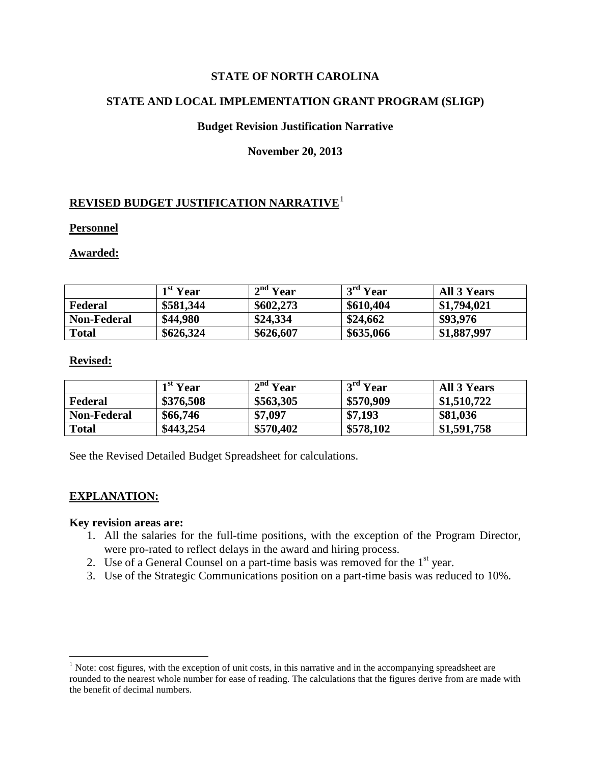**STATE OF NORTH CAROLINA**

**STATE AND LOCAL IMPLEMENTATION GRANT PROGRAM (SLIGP)**

**Budget Revision Justification Narrative**

**November 20, 2013**

## REVISED BUDGET JUSTIFICATION NARRATIVE[1]

### Personnel

### Awarded:

| | 1st Year | 2nd Year | 3rd Year | All 3 Years |
|---|---|---|---|---|
| **Federal** | **$581,344** | **$602,273** | **$610,404** | **$1,794,021** |
| **Non-Federal** | **$44,980** | **$24,334** | **$24,662** | **$93,976** |
| **Total** | **$626,324** | **$626,607** | **$635,066** | **$1,887,997** |

### Revised:

| | 1st Year | 2nd Year | 3rd Year | All 3 Years |
|---|---|---|---|---|
| **Federal** | **$376,508** | **$563,305** | **$570,909** | **$1,510,722** |
| **Non-Federal** | **$66,746** | **$7,097** | **$7,193** | **$81,036** |
| **Total** | **$443,254** | **$570,402** | **$578,102** | **$1,591,758** |

See the Revised Detailed Budget Spreadsheet for calculations.

## EXPLANATION:

**Key revision areas are:**

1. All the salaries for the full-time positions, with the exception of the Program Director, were pro-rated to reflect delays in the award and hiring process.
2. Use of a General Counsel on a part-time basis was removed for the 1st year.
3. Use of the Strategic Communications position on a part-time basis was reduced to 10%.

[1] Note: cost figures, with the exception of unit costs, in this narrative and in the accompanying spreadsheet are rounded to the nearest whole number for ease of reading. The calculations that the figures derive from are made with the benefit of decimal numbers.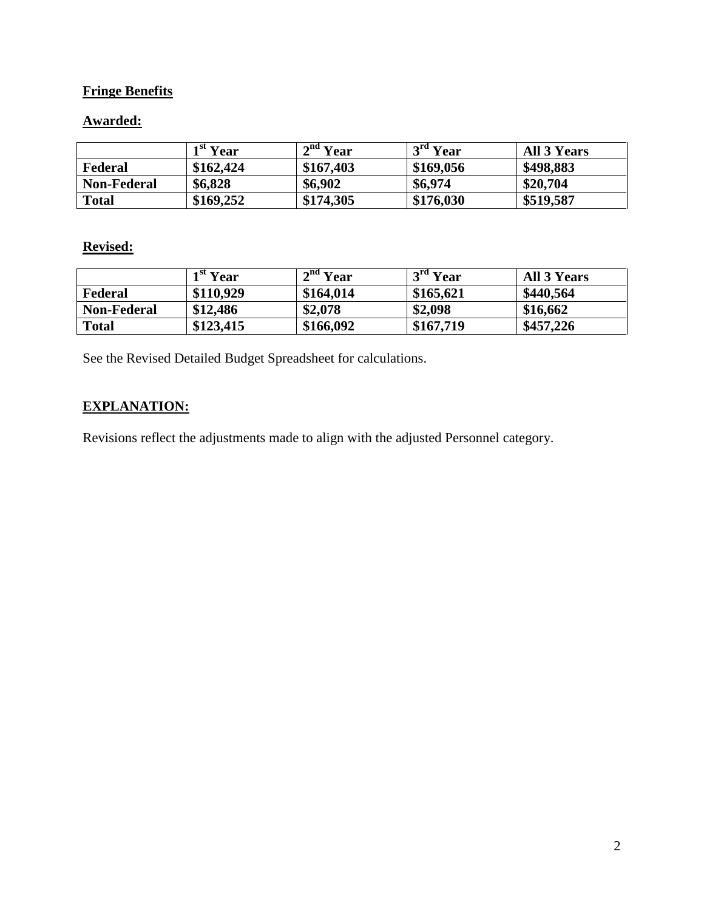**Fringe Benefits**

**Awarded:**

| | 1st Year | 2nd Year | 3rd Year | All 3 Years |
|---|---|---|---|---|
| **Federal** | **$162,424** | **$167,403** | **$169,056** | **$498,883** |
| **Non-Federal** | **$6,828** | **$6,902** | **$6,974** | **$20,704** |
| **Total** | **$169,252** | **$174,305** | **$176,030** | **$519,587** |

**Revised:**

| | 1st Year | 2nd Year | 3rd Year | All 3 Years |
|---|---|---|---|---|
| **Federal** | **$110,929** | **$164,014** | **$165,621** | **$440,564** |
| **Non-Federal** | **$12,486** | **$2,078** | **$2,098** | **$16,662** |
| **Total** | **$123,415** | **$166,092** | **$167,719** | **$457,226** |

See the Revised Detailed Budget Spreadsheet for calculations.

**EXPLANATION:**

Revisions reflect the adjustments made to align with the adjusted Personnel category.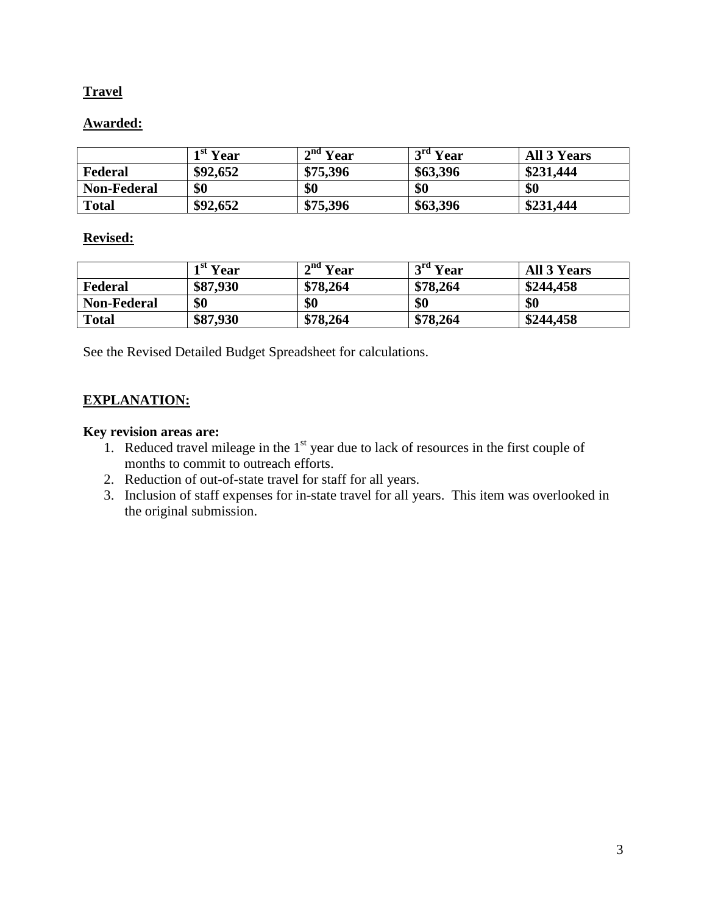**Travel**

**Awarded:**

| | 1st Year | 2nd Year | 3rd Year | All 3 Years |
|---|---|---|---|---|
| **Federal** | **$92,652** | **$75,396** | **$63,396** | **$231,444** |
| **Non-Federal** | **$0** | **$0** | **$0** | **$0** |
| **Total** | **$92,652** | **$75,396** | **$63,396** | **$231,444** |

**Revised:**

| | 1st Year | 2nd Year | 3rd Year | All 3 Years |
|---|---|---|---|---|
| **Federal** | **$87,930** | **$78,264** | **$78,264** | **$244,458** |
| **Non-Federal** | **$0** | **$0** | **$0** | **$0** |
| **Total** | **$87,930** | **$78,264** | **$78,264** | **$244,458** |

See the Revised Detailed Budget Spreadsheet for calculations.

**EXPLANATION:**

**Key revision areas are:**

1. Reduced travel mileage in the 1st year due to lack of resources in the first couple of months to commit to outreach efforts.
2. Reduction of out-of-state travel for staff for all years.
3. Inclusion of staff expenses for in-state travel for all years. This item was overlooked in the original submission.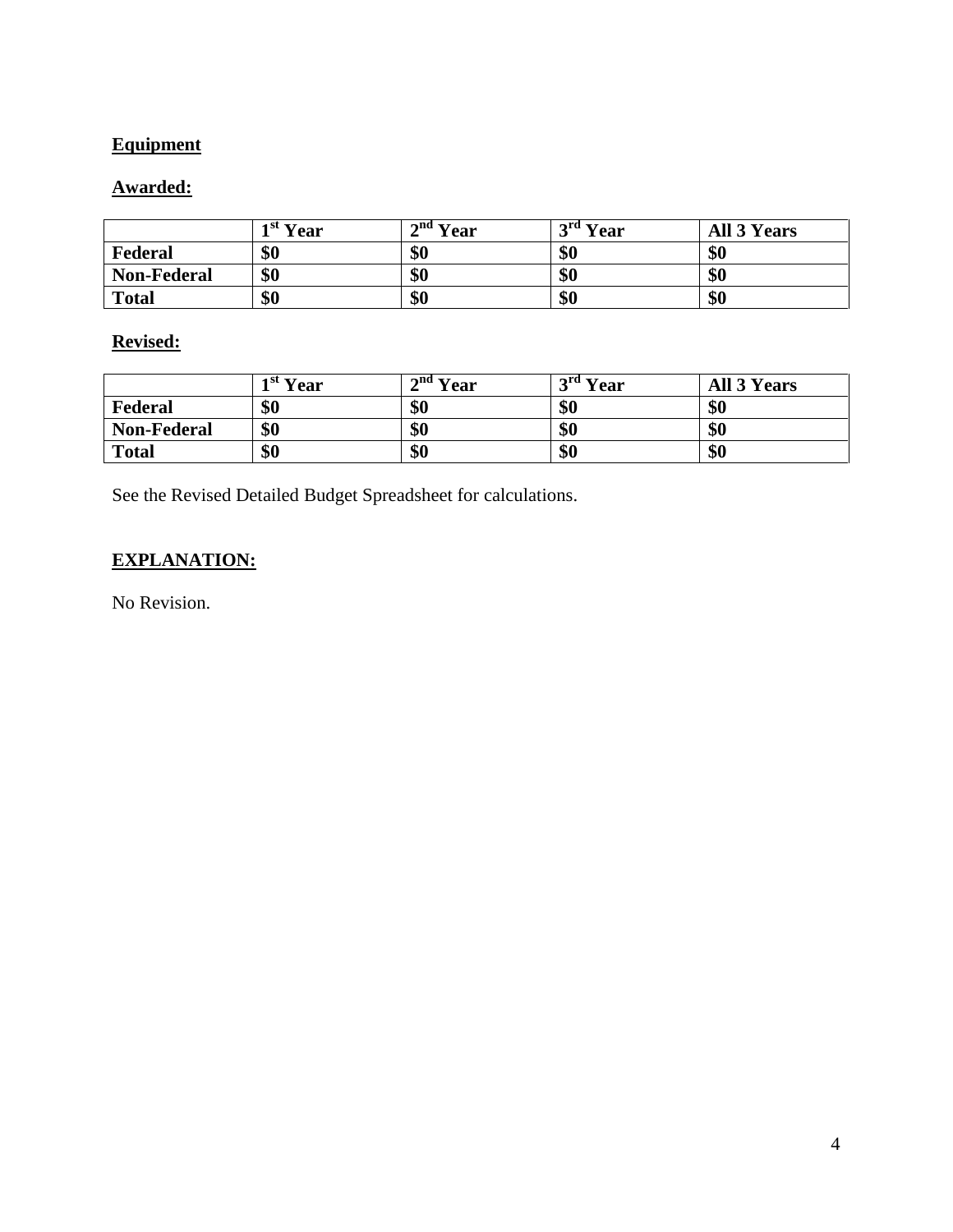**Equipment**

**Awarded:**

| | 1st Year | 2nd Year | 3rd Year | All 3 Years |
|---|---|---|---|---|
| **Federal** | **$0** | **$0** | **$0** | **$0** |
| **Non-Federal** | **$0** | **$0** | **$0** | **$0** |
| **Total** | **$0** | **$0** | **$0** | **$0** |

**Revised:**

| | 1st Year | 2nd Year | 3rd Year | All 3 Years |
|---|---|---|---|---|
| **Federal** | **$0** | **$0** | **$0** | **$0** |
| **Non-Federal** | **$0** | **$0** | **$0** | **$0** |
| **Total** | **$0** | **$0** | **$0** | **$0** |

See the Revised Detailed Budget Spreadsheet for calculations.

**EXPLANATION:**

No Revision.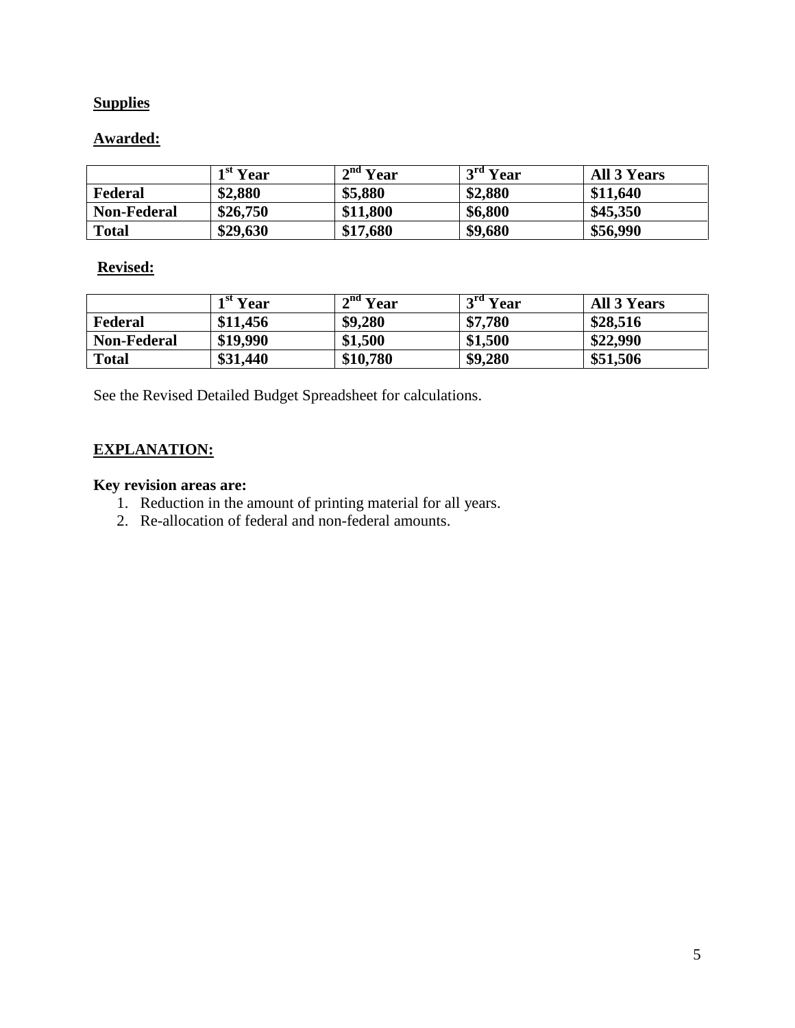**Supplies**

**Awarded:**

| | 1st Year | 2nd Year | 3rd Year | All 3 Years |
|---|---|---|---|---|
| **Federal** | **$2,880** | **$5,880** | **$2,880** | **$11,640** |
| **Non-Federal** | **$26,750** | **$11,800** | **$6,800** | **$45,350** |
| **Total** | **$29,630** | **$17,680** | **$9,680** | **$56,990** |

**Revised:**

| | 1st Year | 2nd Year | 3rd Year | All 3 Years |
|---|---|---|---|---|
| **Federal** | **$11,456** | **$9,280** | **$7,780** | **$28,516** |
| **Non-Federal** | **$19,990** | **$1,500** | **$1,500** | **$22,990** |
| **Total** | **$31,440** | **$10,780** | **$9,280** | **$51,506** |

See the Revised Detailed Budget Spreadsheet for calculations.

**EXPLANATION:**

**Key revision areas are:**

1. Reduction in the amount of printing material for all years.
2. Re-allocation of federal and non-federal amounts.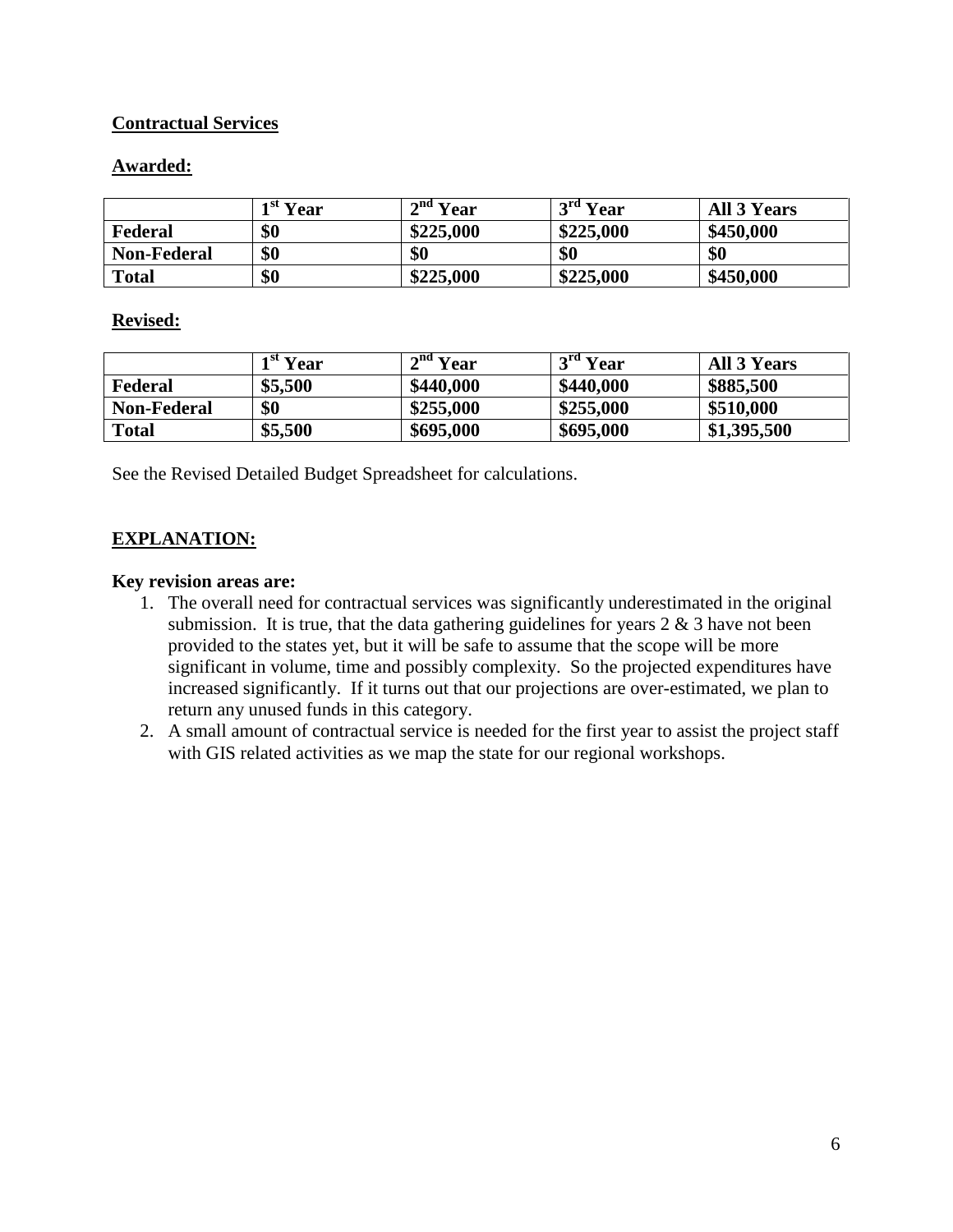**Contractual Services**

**Awarded:**

| | 1st Year | 2nd Year | 3rd Year | All 3 Years |
|---|---|---|---|---|
| **Federal** | **$0** | **$225,000** | **$225,000** | **$450,000** |
| **Non-Federal** | **$0** | **$0** | **$0** | **$0** |
| **Total** | **$0** | **$225,000** | **$225,000** | **$450,000** |

**Revised:**

| | 1st Year | 2nd Year | 3rd Year | All 3 Years |
|---|---|---|---|---|
| **Federal** | **$5,500** | **$440,000** | **$440,000** | **$885,500** |
| **Non-Federal** | **$0** | **$255,000** | **$255,000** | **$510,000** |
| **Total** | **$5,500** | **$695,000** | **$695,000** | **$1,395,500** |

See the Revised Detailed Budget Spreadsheet for calculations.

**EXPLANATION:**

**Key revision areas are:**

1. The overall need for contractual services was significantly underestimated in the original submission. It is true, that the data gathering guidelines for years 2 & 3 have not been provided to the states yet, but it will be safe to assume that the scope will be more significant in volume, time and possibly complexity. So the projected expenditures have increased significantly. If it turns out that our projections are over-estimated, we plan to return any unused funds in this category.
2. A small amount of contractual service is needed for the first year to assist the project staff with GIS related activities as we map the state for our regional workshops.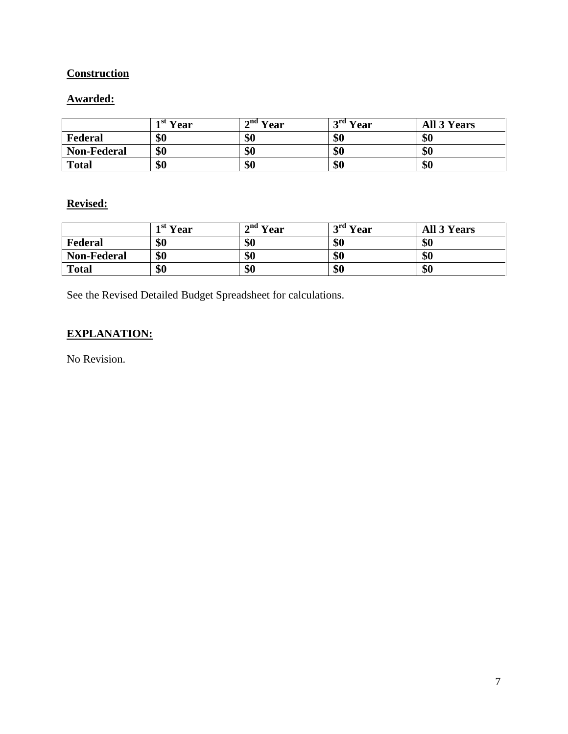**Construction**

**Awarded:**

| | 1st Year | 2nd Year | 3rd Year | All 3 Years |
|---|---|---|---|---|
| **Federal** | **$0** | **$0** | **$0** | **$0** |
| **Non-Federal** | **$0** | **$0** | **$0** | **$0** |
| **Total** | **$0** | **$0** | **$0** | **$0** |

**Revised:**

| | 1st Year | 2nd Year | 3rd Year | All 3 Years |
|---|---|---|---|---|
| **Federal** | **$0** | **$0** | **$0** | **$0** |
| **Non-Federal** | **$0** | **$0** | **$0** | **$0** |
| **Total** | **$0** | **$0** | **$0** | **$0** |

See the Revised Detailed Budget Spreadsheet for calculations.

**EXPLANATION:**

No Revision.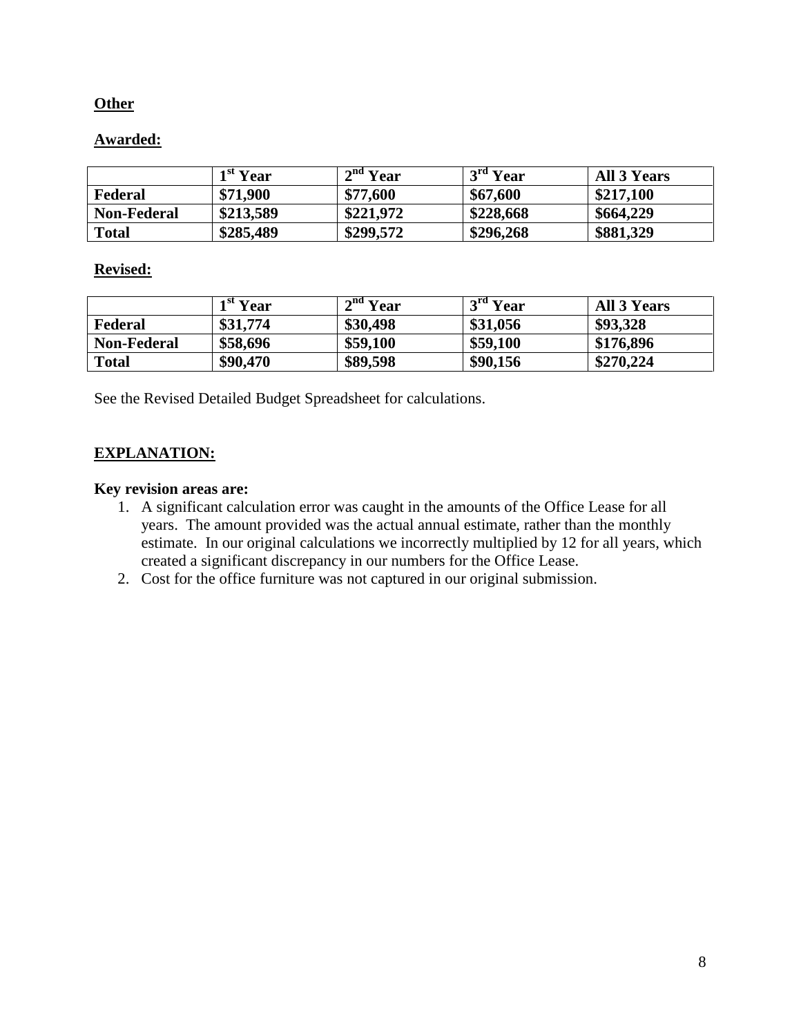**Other**

**Awarded:**

| | 1st Year | 2nd Year | 3rd Year | All 3 Years |
|---|---|---|---|---|
| **Federal** | **$71,900** | **$77,600** | **$67,600** | **$217,100** |
| **Non-Federal** | **$213,589** | **$221,972** | **$228,668** | **$664,229** |
| **Total** | **$285,489** | **$299,572** | **$296,268** | **$881,329** |

**Revised:**

| | 1st Year | 2nd Year | 3rd Year | All 3 Years |
|---|---|---|---|---|
| **Federal** | **$31,774** | **$30,498** | **$31,056** | **$93,328** |
| **Non-Federal** | **$58,696** | **$59,100** | **$59,100** | **$176,896** |
| **Total** | **$90,470** | **$89,598** | **$90,156** | **$270,224** |

See the Revised Detailed Budget Spreadsheet for calculations.

**EXPLANATION:**

**Key revision areas are:**

1. A significant calculation error was caught in the amounts of the Office Lease for all years. The amount provided was the actual annual estimate, rather than the monthly estimate. In our original calculations we incorrectly multiplied by 12 for all years, which created a significant discrepancy in our numbers for the Office Lease.
2. Cost for the office furniture was not captured in our original submission.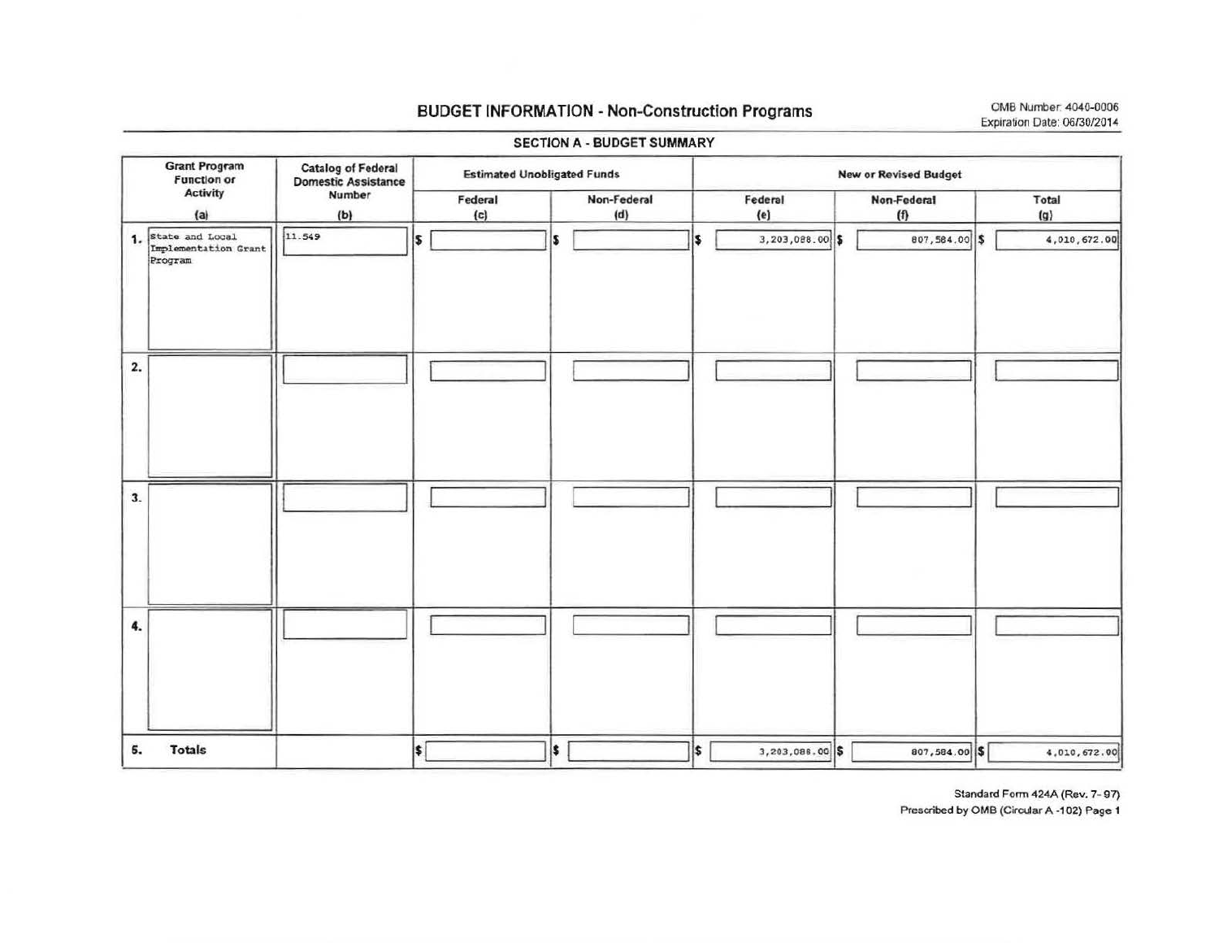# BUDGET INFORMATION - Non-Construction Programs

OMB Number: 4040-0006
Expiration Date: 06/30/2014

## SECTION A - BUDGET SUMMARY

| Grant Program Function or Activity (a) | Catalog of Federal Domestic Assistance Number (b) | Estimated Unobligated Funds | | New or Revised Budget | | |
|---|---|---|---|---|---|---|
| | | Federal (c) | Non-Federal (d) | Federal (e) | Non-Federal (f) | Total (g) |
| 1. State and Local Implementation Grant Program | 11.549 | $ | $ | $ 3,203,088.00 | $ 807,584.00 | $ 4,010,672.00 |
| 2. | | | | | | |
| 3. | | | | | | |
| 4. | | | | | | |
| 5. Totals | | $ | $ | $ 3,203,088.00 | $ 807,584.00 | $ 4,010,672.00 |

Standard Form 424A (Rev. 7- 97)
Prescribed by OMB (Circular A -102) Page 1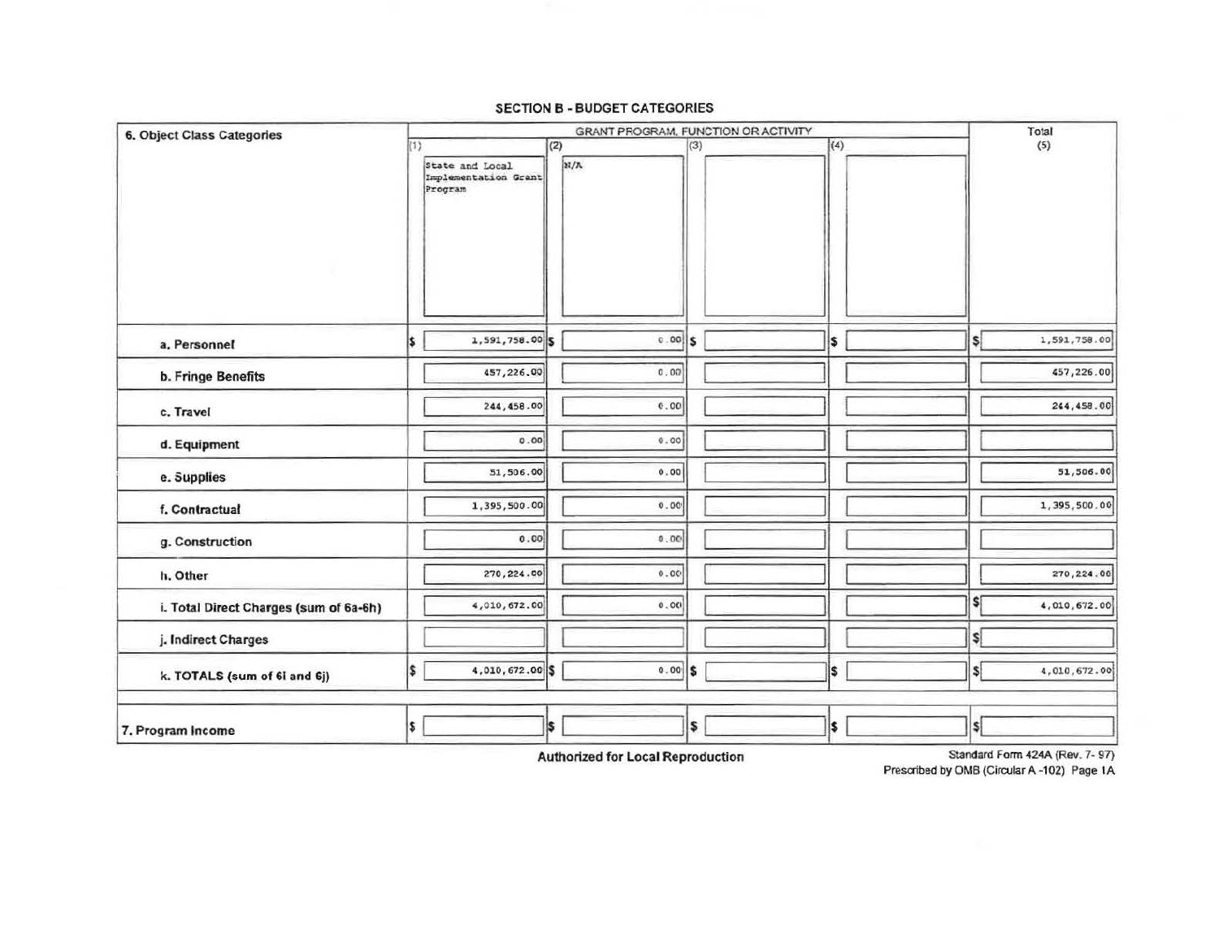## SECTION B - BUDGET CATEGORIES

| 6. Object Class Categories | GRANT PROGRAM, FUNCTION OR ACTIVITY | | | | Total (5) |
|---|---|---|---|---|---|
| | (1) State and Local Implementation Grant Program | (2) N/A | (3) | (4) | |
| a. Personnel | $ 1,591,758.00 | $ 0.00 | $ | $ | $ 1,591,758.00 |
| b. Fringe Benefits | 457,226.00 | 0.00 | | | 457,226.00 |
| c. Travel | 244,458.00 | 0.00 | | | 244,458.00 |
| d. Equipment | 0.00 | 0.00 | | | |
| e. Supplies | 51,506.00 | 0.00 | | | 51,506.00 |
| f. Contractual | 1,395,500.00 | 0.00 | | | 1,395,500.00 |
| g. Construction | 0.00 | 0.00 | | | |
| h. Other | 270,224.00 | 0.00 | | | 270,224.00 |
| i. Total Direct Charges (sum of 6a-6h) | 4,010,672.00 | 0.00 | | | $ 4,010,672.00 |
| j. Indirect Charges | | | | | $ |
| k. TOTALS (sum of 6i and 6j) | $ 4,010,672.00 | $ 0.00 | $ | $ | $ 4,010,672.00 |
| 7. Program Income | $ | $ | $ | $ | $ |

**Authorized for Local Reproduction**

Standard Form 424A (Rev. 7- 97)
Prescribed by OMB (Circular A -102) Page 1A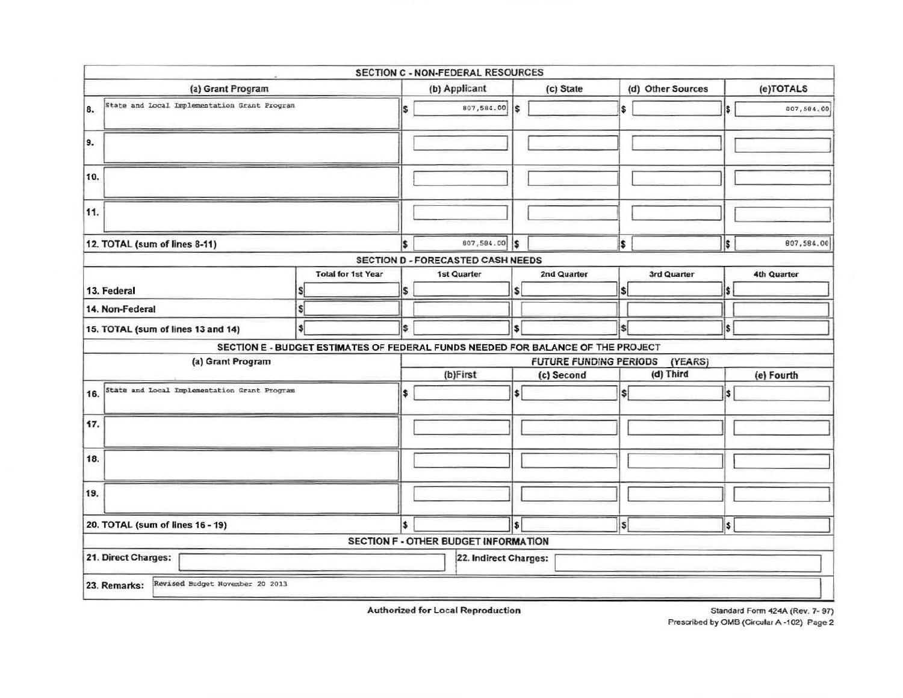## SECTION C - NON-FEDERAL RESOURCES

| (a) Grant Program | (b) Applicant | (c) State | (d) Other Sources | (e)TOTALS |
|---|---|---|---|---|
| 8. State and Local Implementation Grant Program | $ 807,584.00 | $ | $ | $ 807,584.00 |
| 9. | | | | |
| 10. | | | | |
| 11. | | | | |
| 12. TOTAL (sum of lines 8-11) | $ 807,584.00 | $ | $ | $ 807,584.00 |

## SECTION D - FORECASTED CASH NEEDS

| | Total for 1st Year | 1st Quarter | 2nd Quarter | 3rd Quarter | 4th Quarter |
|---|---|---|---|---|---|
| 13. Federal | $ | $ | $ | $ | $ |
| 14. Non-Federal | $ | | | | |
| 15. TOTAL (sum of lines 13 and 14) | $ | $ | $ | $ | $ |

## SECTION E - BUDGET ESTIMATES OF FEDERAL FUNDS NEEDED FOR BALANCE OF THE PROJECT

| (a) Grant Program | FUTURE FUNDING PERIODS (YEARS) | | | |
|---|---|---|---|---|
| | (b)First | (c) Second | (d) Third | (e) Fourth |
| 16. State and Local Implementation Grant Program | $ | $ | $ | $ |
| 17. | | | | |
| 18. | | | | |
| 19. | | | | |
| 20. TOTAL (sum of lines 16 - 19) | $ | $ | $ | $ |

## SECTION F - OTHER BUDGET INFORMATION

21. Direct Charges:

22. Indirect Charges:

23. Remarks: Revised Budget November 20 2013

**Authorized for Local Reproduction**

Standard Form 424A (Rev. 7- 97)
Prescribed by OMB (Circular A -102) Page 2